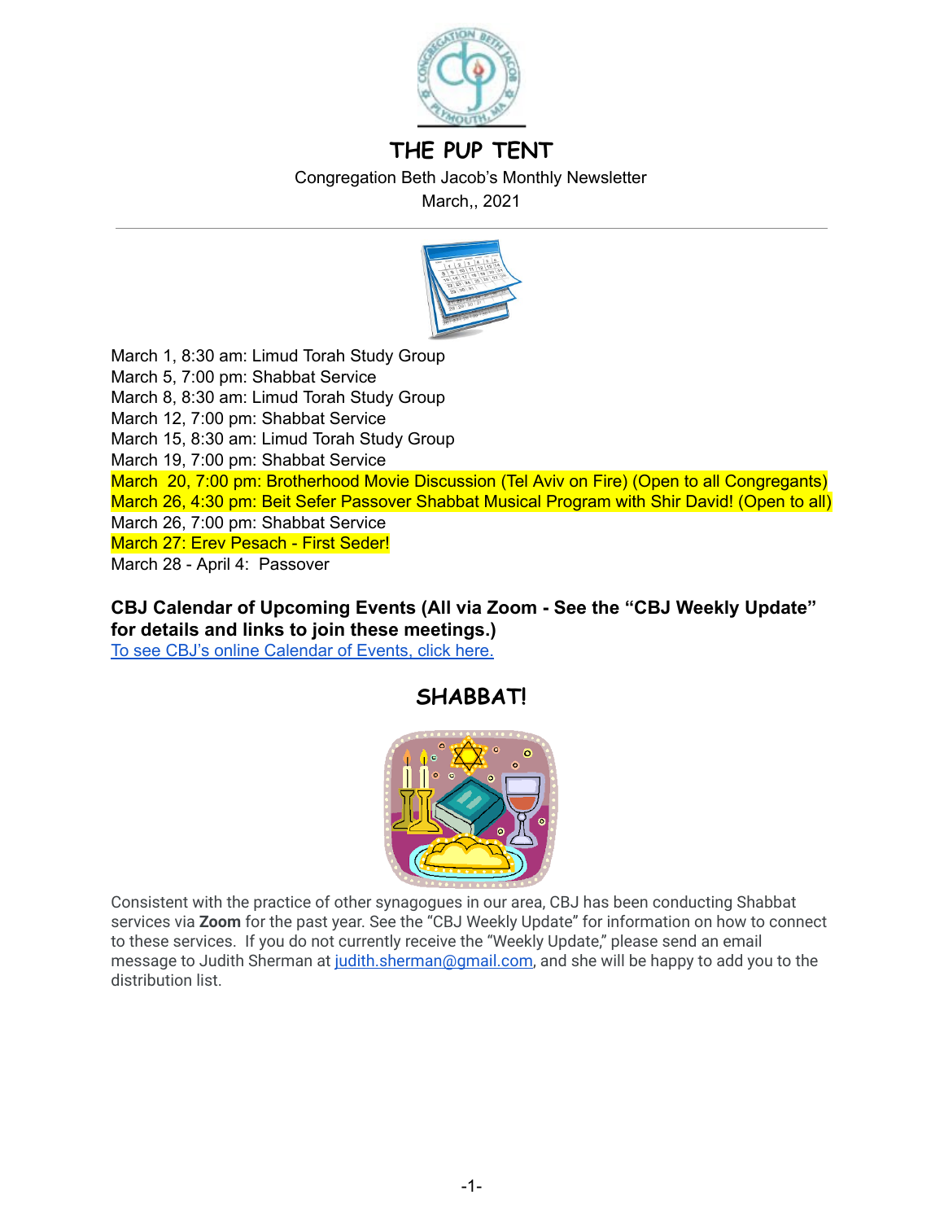# THE PUP TENT

Congregation Beth Jacob's Monthly Newsletter

March,, 2021

---

March 1, 8:30 am: Limud Torah Study Group
March 5, 7:00 pm: Shabbat Service
March 8, 8:30 am: Limud Torah Study Group
March 12, 7:00 pm: Shabbat Service
March 15, 8:30 am: Limud Torah Study Group
March 19, 7:00 pm: Shabbat Service
March 20, 7:00 pm: Brotherhood Movie Discussion (Tel Aviv on Fire) (Open to all Congregants)
March 26, 4:30 pm: Beit Sefer Passover Shabbat Musical Program with Shir David! (Open to all)
March 26, 7:00 pm: Shabbat Service
March 27: Erev Pesach - First Seder!
March 28 - April 4: Passover

**CBJ Calendar of Upcoming Events (All via Zoom - See the "CBJ Weekly Update" for details and links to join these meetings.)**

[To see CBJ's online Calendar of Events, click here.]

## SHABBAT!

Consistent with the practice of other synagogues in our area, CBJ has been conducting Shabbat services via **Zoom** for the past year. See the "CBJ Weekly Update" for information on how to connect to these services. If you do not currently receive the "Weekly Update," please send an email message to Judith Sherman at judith.sherman@gmail.com, and she will be happy to add you to the distribution list.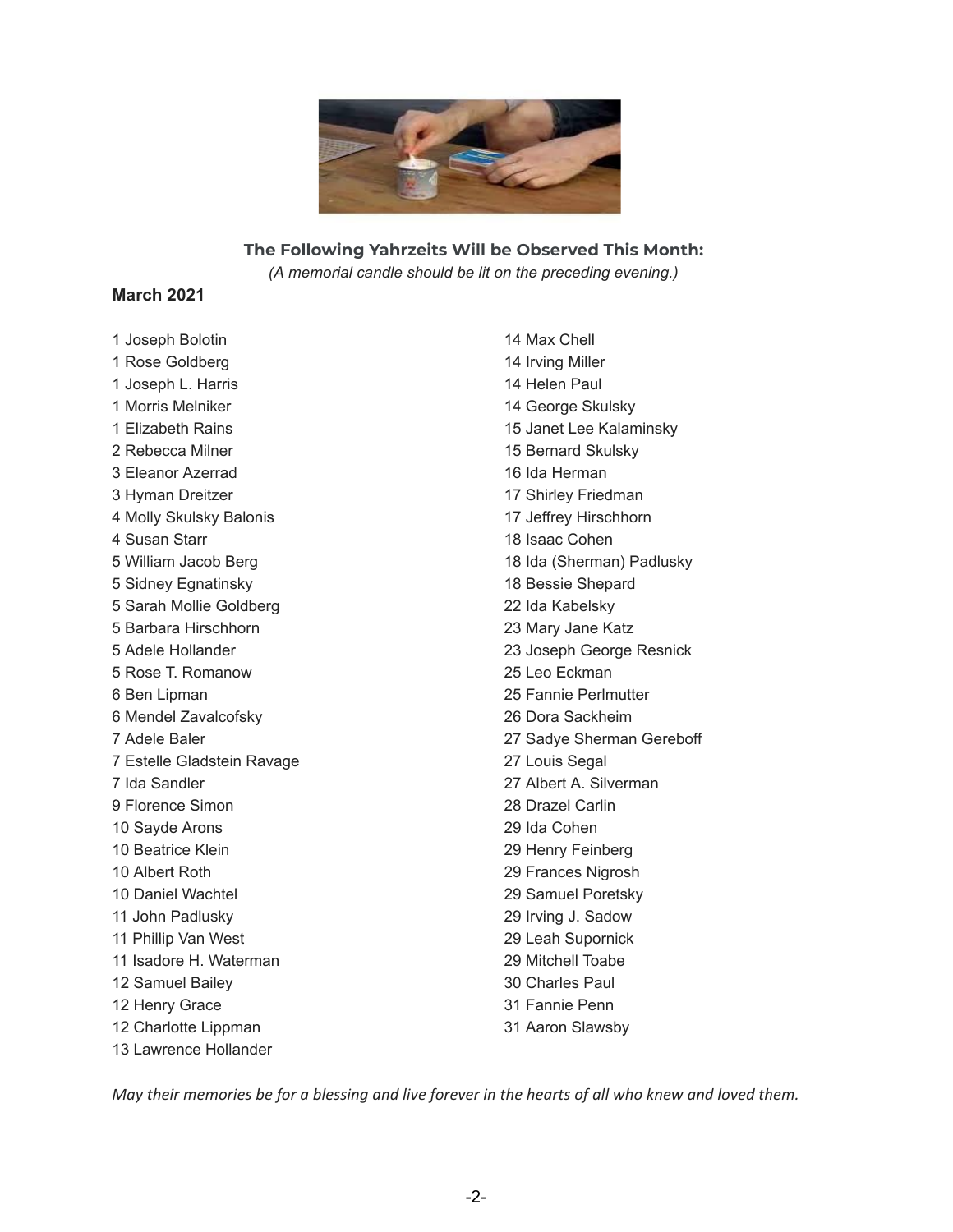**The Following Yahrzeits Will be Observed This Month:**

*(A memorial candle should be lit on the preceding evening.)*

**March 2021**

1 Joseph Bolotin
1 Rose Goldberg
1 Joseph L. Harris
1 Morris Melniker
1 Elizabeth Rains
2 Rebecca Milner
3 Eleanor Azerrad
3 Hyman Dreitzer
4 Molly Skulsky Balonis
4 Susan Starr
5 William Jacob Berg
5 Sidney Egnatinsky
5 Sarah Mollie Goldberg
5 Barbara Hirschhorn
5 Adele Hollander
5 Rose T. Romanow
6 Ben Lipman
6 Mendel Zavalcofsky
7 Adele Baler
7 Estelle Gladstein Ravage
7 Ida Sandler
9 Florence Simon
10 Sayde Arons
10 Beatrice Klein
10 Albert Roth
10 Daniel Wachtel
11 John Padlusky
11 Phillip Van West
11 Isadore H. Waterman
12 Samuel Bailey
12 Henry Grace
12 Charlotte Lippman
13 Lawrence Hollander
14 Max Chell
14 Irving Miller
14 Helen Paul
14 George Skulsky
15 Janet Lee Kalaminsky
15 Bernard Skulsky
16 Ida Herman
17 Shirley Friedman
17 Jeffrey Hirschhorn
18 Isaac Cohen
18 Ida (Sherman) Padlusky
18 Bessie Shepard
22 Ida Kabelsky
23 Mary Jane Katz
23 Joseph George Resnick
25 Leo Eckman
25 Fannie Perlmutter
26 Dora Sackheim
27 Sadye Sherman Gereboff
27 Louis Segal
27 Albert A. Silverman
28 Drazel Carlin
29 Ida Cohen
29 Henry Feinberg
29 Frances Nigrosh
29 Samuel Poretsky
29 Irving J. Sadow
29 Leah Supornick
29 Mitchell Toabe
30 Charles Paul
31 Fannie Penn
31 Aaron Slawsby

*May their memories be for a blessing and live forever in the hearts of all who knew and loved them.*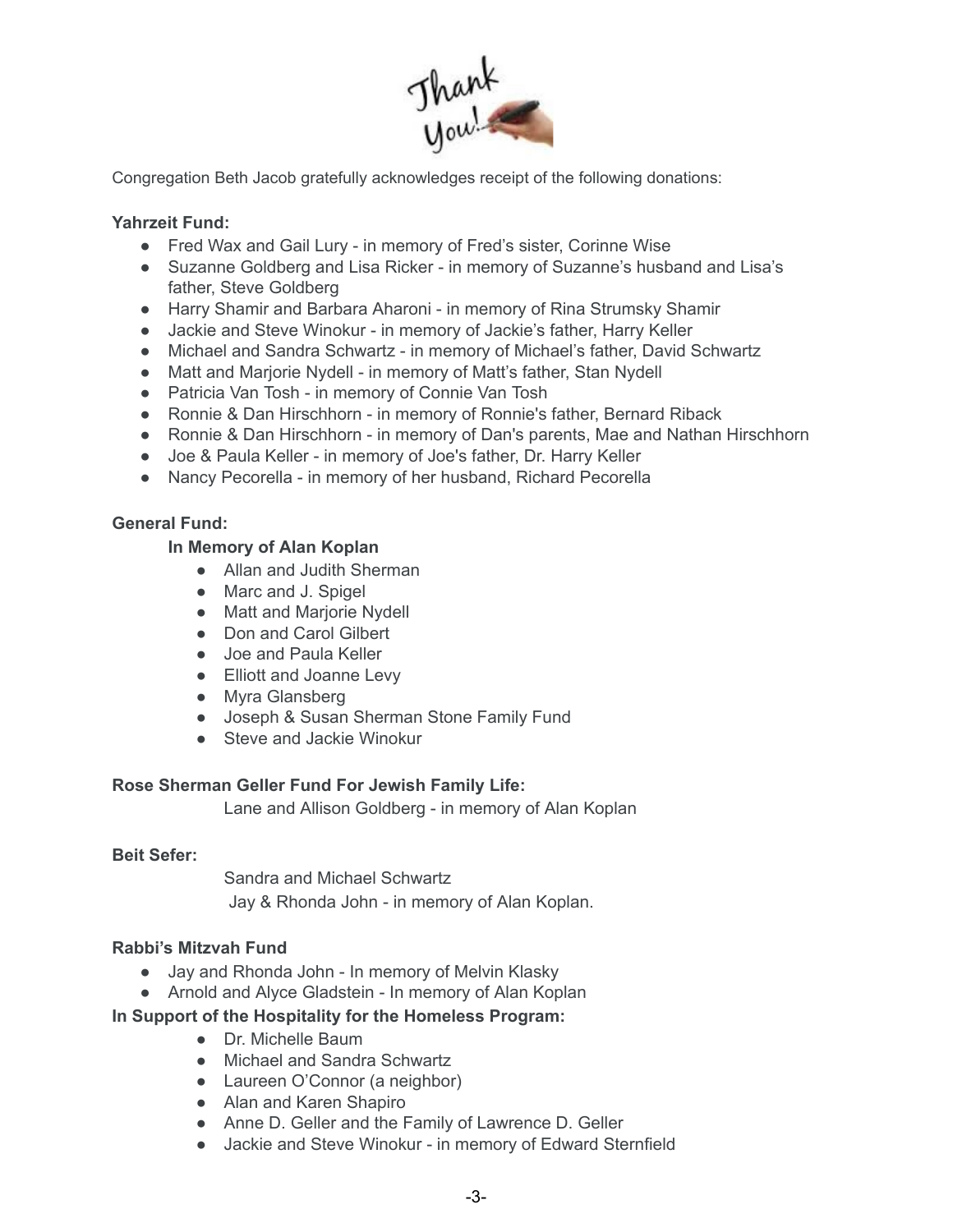Congregation Beth Jacob gratefully acknowledges receipt of the following donations:

**Yahrzeit Fund:**

- Fred Wax and Gail Lury - in memory of Fred's sister, Corinne Wise
- Suzanne Goldberg and Lisa Ricker - in memory of Suzanne's husband and Lisa's father, Steve Goldberg
- Harry Shamir and Barbara Aharoni - in memory of Rina Strumsky Shamir
- Jackie and Steve Winokur - in memory of Jackie's father, Harry Keller
- Michael and Sandra Schwartz - in memory of Michael's father, David Schwartz
- Matt and Marjorie Nydell - in memory of Matt's father, Stan Nydell
- Patricia Van Tosh - in memory of Connie Van Tosh
- Ronnie & Dan Hirschhorn - in memory of Ronnie's father, Bernard Riback
- Ronnie & Dan Hirschhorn - in memory of Dan's parents, Mae and Nathan Hirschhorn
- Joe & Paula Keller - in memory of Joe's father, Dr. Harry Keller
- Nancy Pecorella - in memory of her husband, Richard Pecorella

**General Fund:**

**In Memory of Alan Koplan**

- Allan and Judith Sherman
- Marc and J. Spigel
- Matt and Marjorie Nydell
- Don and Carol Gilbert
- Joe and Paula Keller
- Elliott and Joanne Levy
- Myra Glansberg
- Joseph & Susan Sherman Stone Family Fund
- Steve and Jackie Winokur

**Rose Sherman Geller Fund For Jewish Family Life:**

Lane and Allison Goldberg - in memory of Alan Koplan

**Beit Sefer:**

Sandra and Michael Schwartz

Jay & Rhonda John - in memory of Alan Koplan.

**Rabbi's Mitzvah Fund**

- Jay and Rhonda John - In memory of Melvin Klasky
- Arnold and Alyce Gladstein - In memory of Alan Koplan

**In Support of the Hospitality for the Homeless Program:**

- Dr. Michelle Baum
- Michael and Sandra Schwartz
- Laureen O'Connor (a neighbor)
- Alan and Karen Shapiro
- Anne D. Geller and the Family of Lawrence D. Geller
- Jackie and Steve Winokur - in memory of Edward Sternfield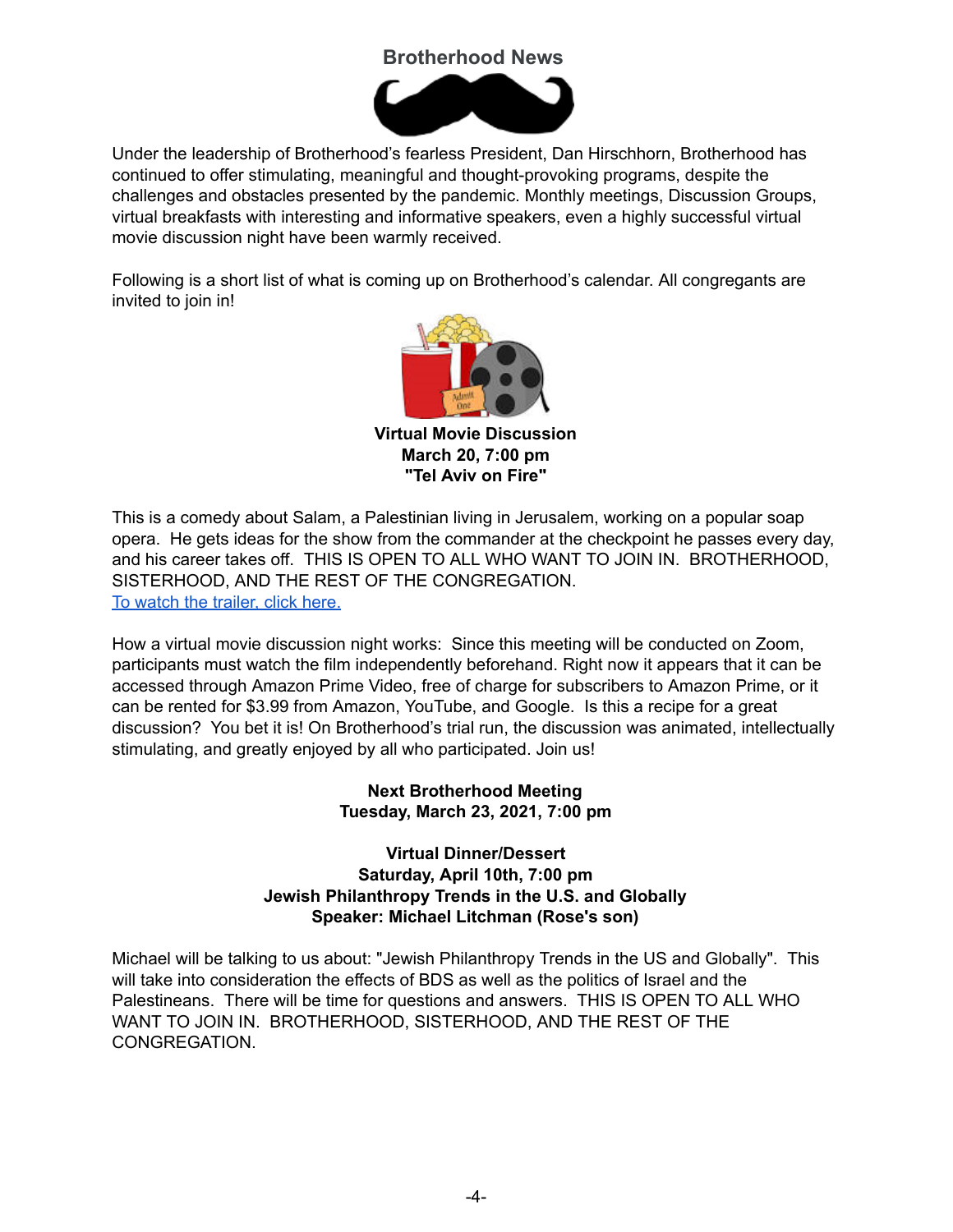## Brotherhood News

Under the leadership of Brotherhood's fearless President, Dan Hirschhorn, Brotherhood has continued to offer stimulating, meaningful and thought-provoking programs, despite the challenges and obstacles presented by the pandemic. Monthly meetings, Discussion Groups, virtual breakfasts with interesting and informative speakers, even a highly successful virtual movie discussion night have been warmly received.

Following is a short list of what is coming up on Brotherhood's calendar. All congregants are invited to join in!

**Virtual Movie Discussion**
**March 20, 7:00 pm**
**"Tel Aviv on Fire"**

This is a comedy about Salam, a Palestinian living in Jerusalem, working on a popular soap opera. He gets ideas for the show from the commander at the checkpoint he passes every day, and his career takes off. THIS IS OPEN TO ALL WHO WANT TO JOIN IN. BROTHERHOOD, SISTERHOOD, AND THE REST OF THE CONGREGATION.
To watch the trailer, click here.

How a virtual movie discussion night works: Since this meeting will be conducted on Zoom, participants must watch the film independently beforehand. Right now it appears that it can be accessed through Amazon Prime Video, free of charge for subscribers to Amazon Prime, or it can be rented for $3.99 from Amazon, YouTube, and Google. Is this a recipe for a great discussion? You bet it is! On Brotherhood's trial run, the discussion was animated, intellectually stimulating, and greatly enjoyed by all who participated. Join us!

**Next Brotherhood Meeting**
**Tuesday, March 23, 2021, 7:00 pm**

**Virtual Dinner/Dessert**
**Saturday, April 10th, 7:00 pm**
**Jewish Philanthropy Trends in the U.S. and Globally**
**Speaker: Michael Litchman (Rose's son)**

Michael will be talking to us about: "Jewish Philanthropy Trends in the US and Globally". This will take into consideration the effects of BDS as well as the politics of Israel and the Palestineans. There will be time for questions and answers. THIS IS OPEN TO ALL WHO WANT TO JOIN IN. BROTHERHOOD, SISTERHOOD, AND THE REST OF THE CONGREGATION.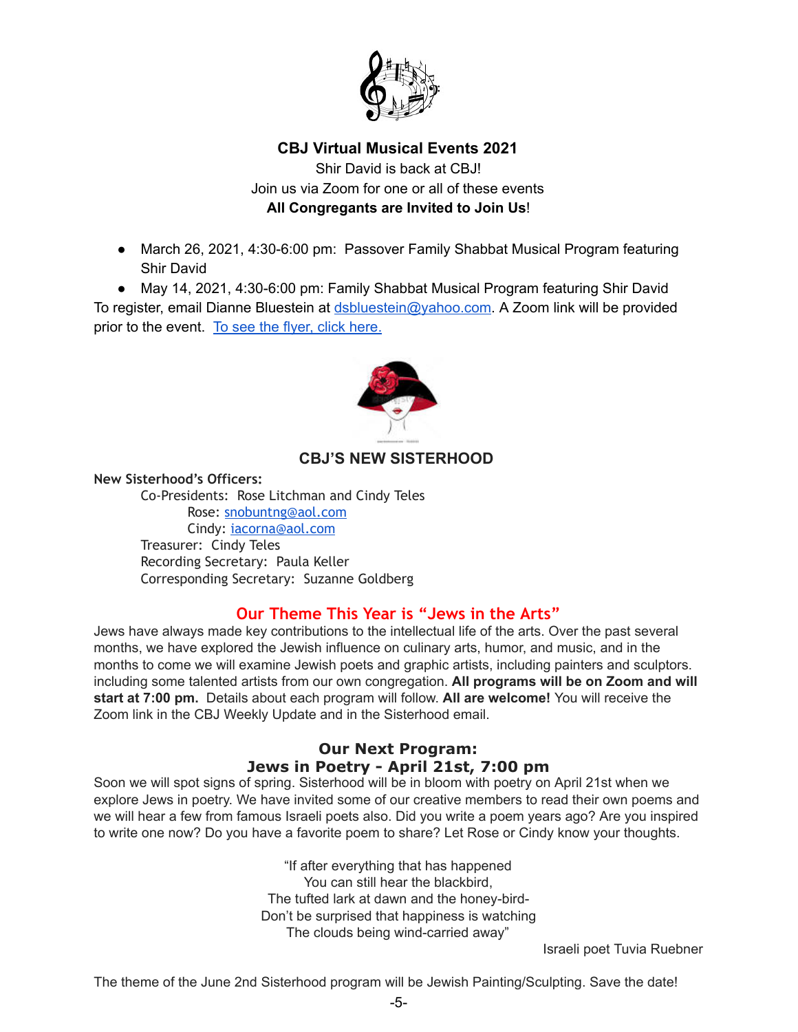## CBJ Virtual Musical Events 2021

Shir David is back at CBJ!
Join us via Zoom for one or all of these events
**All Congregants are Invited to Join Us**!

- March 26, 2021, 4:30-6:00 pm: Passover Family Shabbat Musical Program featuring Shir David
- May 14, 2021, 4:30-6:00 pm: Family Shabbat Musical Program featuring Shir David

To register, email Dianne Bluestein at dsbluestein@yahoo.com. A Zoom link will be provided prior to the event. To see the flyer, click here.

## CBJ'S NEW SISTERHOOD

**New Sisterhood's Officers:**

Co-Presidents: Rose Litchman and Cindy Teles
Rose: snobuntng@aol.com
Cindy: iacorna@aol.com
Treasurer: Cindy Teles
Recording Secretary: Paula Keller
Corresponding Secretary: Suzanne Goldberg

### Our Theme This Year is "Jews in the Arts"

Jews have always made key contributions to the intellectual life of the arts. Over the past several months, we have explored the Jewish influence on culinary arts, humor, and music, and in the months to come we will examine Jewish poets and graphic artists, including painters and sculptors. including some talented artists from our own congregation. **All programs will be on Zoom and will start at 7:00 pm.** Details about each program will follow. **All are welcome!** You will receive the Zoom link in the CBJ Weekly Update and in the Sisterhood email.

### Our Next Program:
### Jews in Poetry - April 21st, 7:00 pm

Soon we will spot signs of spring. Sisterhood will be in bloom with poetry on April 21st when we explore Jews in poetry. We have invited some of our creative members to read their own poems and we will hear a few from famous Israeli poets also. Did you write a poem years ago? Are you inspired to write one now? Do you have a favorite poem to share? Let Rose or Cindy know your thoughts.

"If after everything that has happened
You can still hear the blackbird,
The tufted lark at dawn and the honey-bird-
Don't be surprised that happiness is watching
The clouds being wind-carried away"

Israeli poet Tuvia Ruebner

The theme of the June 2nd Sisterhood program will be Jewish Painting/Sculpting. Save the date!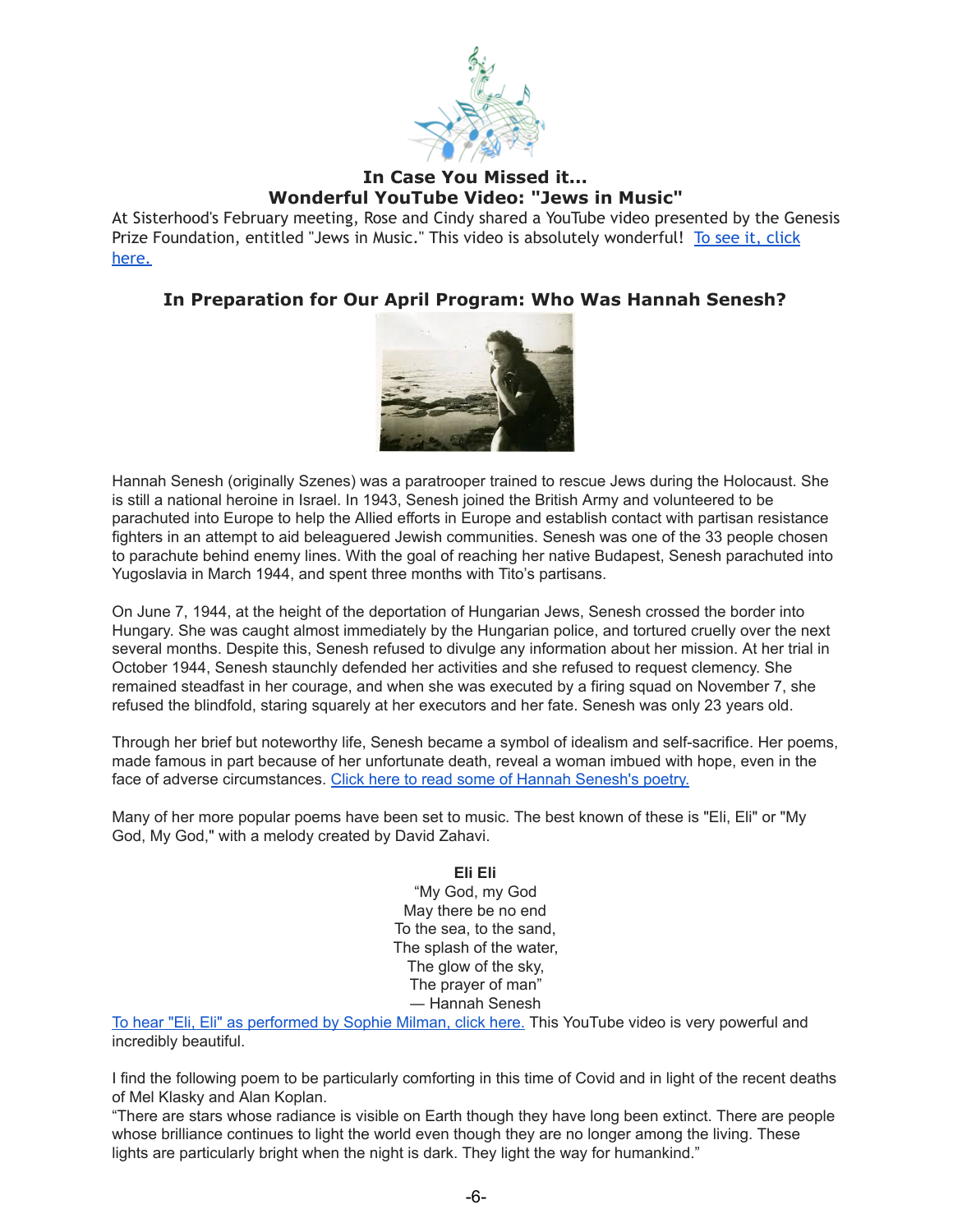### In Case You Missed it...
### Wonderful YouTube Video: "Jews in Music"

At Sisterhood's February meeting, Rose and Cindy shared a YouTube video presented by the Genesis Prize Foundation, entitled "Jews in Music." This video is absolutely wonderful! To see it, click here.

### In Preparation for Our April Program: Who Was Hannah Senesh?

Hannah Senesh (originally Szenes) was a paratrooper trained to rescue Jews during the Holocaust. She is still a national heroine in Israel. In 1943, Senesh joined the British Army and volunteered to be parachuted into Europe to help the Allied efforts in Europe and establish contact with partisan resistance fighters in an attempt to aid beleaguered Jewish communities. Senesh was one of the 33 people chosen to parachute behind enemy lines. With the goal of reaching her native Budapest, Senesh parachuted into Yugoslavia in March 1944, and spent three months with Tito's partisans.

On June 7, 1944, at the height of the deportation of Hungarian Jews, Senesh crossed the border into Hungary. She was caught almost immediately by the Hungarian police, and tortured cruelly over the next several months. Despite this, Senesh refused to divulge any information about her mission. At her trial in October 1944, Senesh staunchly defended her activities and she refused to request clemency. She remained steadfast in her courage, and when she was executed by a firing squad on November 7, she refused the blindfold, staring squarely at her executors and her fate. Senesh was only 23 years old.

Through her brief but noteworthy life, Senesh became a symbol of idealism and self-sacrifice. Her poems, made famous in part because of her unfortunate death, reveal a woman imbued with hope, even in the face of adverse circumstances. Click here to read some of Hannah Senesh's poetry.

Many of her more popular poems have been set to music. The best known of these is "Eli, Eli" or "My God, My God," with a melody created by David Zahavi.

**Eli Eli**

"My God, my God
May there be no end
To the sea, to the sand,
The splash of the water,
The glow of the sky,
The prayer of man"
— Hannah Senesh

To hear "Eli, Eli" as performed by Sophie Milman, click here. This YouTube video is very powerful and incredibly beautiful.

I find the following poem to be particularly comforting in this time of Covid and in light of the recent deaths of Mel Klasky and Alan Koplan.

"There are stars whose radiance is visible on Earth though they have long been extinct. There are people whose brilliance continues to light the world even though they are no longer among the living. These lights are particularly bright when the night is dark. They light the way for humankind."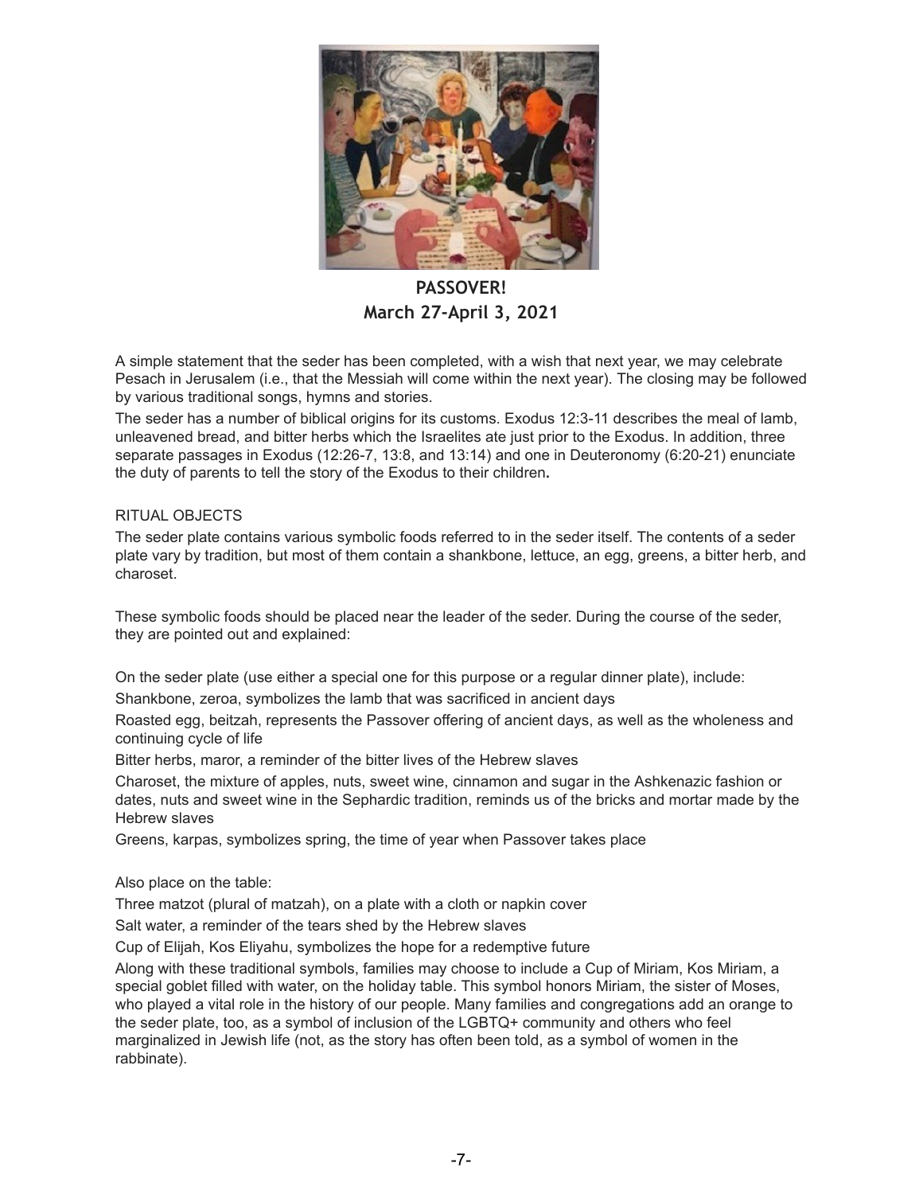**PASSOVER!**
**March 27-April 3, 2021**

A simple statement that the seder has been completed, with a wish that next year, we may celebrate Pesach in Jerusalem (i.e., that the Messiah will come within the next year). The closing may be followed by various traditional songs, hymns and stories.

The seder has a number of biblical origins for its customs. Exodus 12:3-11 describes the meal of lamb, unleavened bread, and bitter herbs which the Israelites ate just prior to the Exodus. In addition, three separate passages in Exodus (12:26-7, 13:8, and 13:14) and one in Deuteronomy (6:20-21) enunciate the duty of parents to tell the story of the Exodus to their children**.**

RITUAL OBJECTS

The seder plate contains various symbolic foods referred to in the seder itself. The contents of a seder plate vary by tradition, but most of them contain a shankbone, lettuce, an egg, greens, a bitter herb, and charoset.

These symbolic foods should be placed near the leader of the seder. During the course of the seder, they are pointed out and explained:

On the seder plate (use either a special one for this purpose or a regular dinner plate), include:

Shankbone, zeroa, symbolizes the lamb that was sacrificed in ancient days

Roasted egg, beitzah, represents the Passover offering of ancient days, as well as the wholeness and continuing cycle of life

Bitter herbs, maror, a reminder of the bitter lives of the Hebrew slaves

Charoset, the mixture of apples, nuts, sweet wine, cinnamon and sugar in the Ashkenazic fashion or dates, nuts and sweet wine in the Sephardic tradition, reminds us of the bricks and mortar made by the Hebrew slaves

Greens, karpas, symbolizes spring, the time of year when Passover takes place

Also place on the table:

Three matzot (plural of matzah), on a plate with a cloth or napkin cover

Salt water, a reminder of the tears shed by the Hebrew slaves

Cup of Elijah, Kos Eliyahu, symbolizes the hope for a redemptive future

Along with these traditional symbols, families may choose to include a Cup of Miriam, Kos Miriam, a special goblet filled with water, on the holiday table. This symbol honors Miriam, the sister of Moses, who played a vital role in the history of our people. Many families and congregations add an orange to the seder plate, too, as a symbol of inclusion of the LGBTQ+ community and others who feel marginalized in Jewish life (not, as the story has often been told, as a symbol of women in the rabbinate).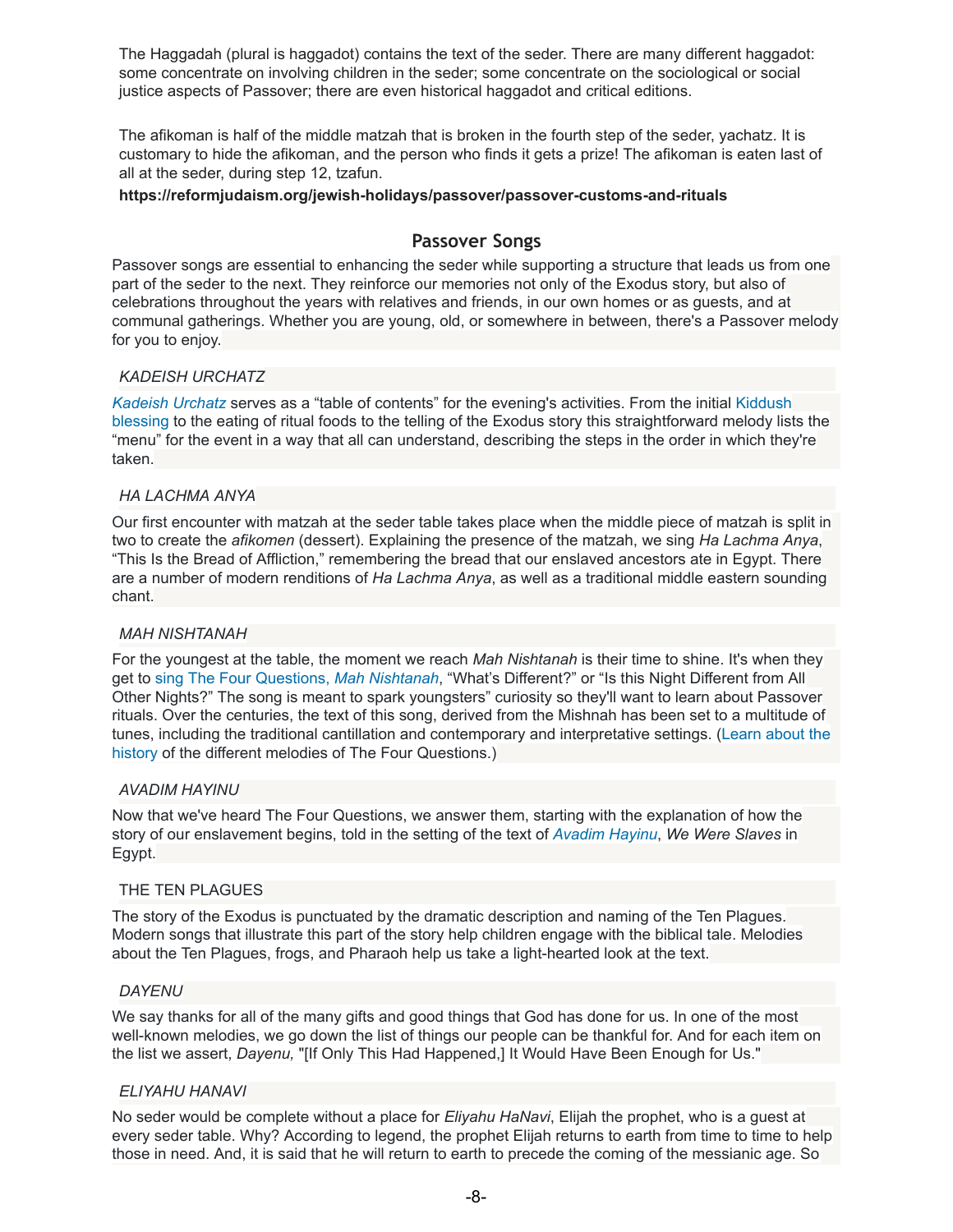The Haggadah (plural is haggadot) contains the text of the seder. There are many different haggadot: some concentrate on involving children in the seder; some concentrate on the sociological or social justice aspects of Passover; there are even historical haggadot and critical editions.

The afikoman is half of the middle matzah that is broken in the fourth step of the seder, yachatz. It is customary to hide the afikoman, and the person who finds it gets a prize! The afikoman is eaten last of all at the seder, during step 12, tzafun.

**https://reformjudaism.org/jewish-holidays/passover/passover-customs-and-rituals**

## Passover Songs

Passover songs are essential to enhancing the seder while supporting a structure that leads us from one part of the seder to the next. They reinforce our memories not only of the Exodus story, but also of celebrations throughout the years with relatives and friends, in our own homes or as guests, and at communal gatherings. Whether you are young, old, or somewhere in between, there's a Passover melody for you to enjoy.

*KADEISH URCHATZ*

*Kadeish Urchatz* serves as a “table of contents” for the evening's activities. From the initial Kiddush blessing to the eating of ritual foods to the telling of the Exodus story this straightforward melody lists the “menu” for the event in a way that all can understand, describing the steps in the order in which they're taken.

*HA LACHMA ANYA*

Our first encounter with matzah at the seder table takes place when the middle piece of matzah is split in two to create the *afikomen* (dessert). Explaining the presence of the matzah, we sing *Ha Lachma Anya*, “This Is the Bread of Affliction,” remembering the bread that our enslaved ancestors ate in Egypt. There are a number of modern renditions of *Ha Lachma Anya*, as well as a traditional middle eastern sounding chant.

*MAH NISHTANAH*

For the youngest at the table, the moment we reach *Mah Nishtanah* is their time to shine. It's when they get to sing The Four Questions, *Mah Nishtanah*, “What's Different?” or “Is this Night Different from All Other Nights?” The song is meant to spark youngsters” curiosity so they'll want to learn about Passover rituals. Over the centuries, the text of this song, derived from the Mishnah has been set to a multitude of tunes, including the traditional cantillation and contemporary and interpretative settings. (Learn about the history of the different melodies of The Four Questions.)

*AVADIM HAYINU*

Now that we've heard The Four Questions, we answer them, starting with the explanation of how the story of our enslavement begins, told in the setting of the text of *Avadim Hayinu*, *We Were Slaves* in Egypt.

THE TEN PLAGUES

The story of the Exodus is punctuated by the dramatic description and naming of the Ten Plagues. Modern songs that illustrate this part of the story help children engage with the biblical tale. Melodies about the Ten Plagues, frogs, and Pharaoh help us take a light-hearted look at the text.

*DAYENU*

We say thanks for all of the many gifts and good things that God has done for us. In one of the most well-known melodies, we go down the list of things our people can be thankful for. And for each item on the list we assert, *Dayenu,* "[If Only This Had Happened,] It Would Have Been Enough for Us."

*ELIYAHU HANAVI*

No seder would be complete without a place for *Eliyahu HaNavi*, Elijah the prophet, who is a guest at every seder table. Why? According to legend, the prophet Elijah returns to earth from time to time to help those in need. And, it is said that he will return to earth to precede the coming of the messianic age. So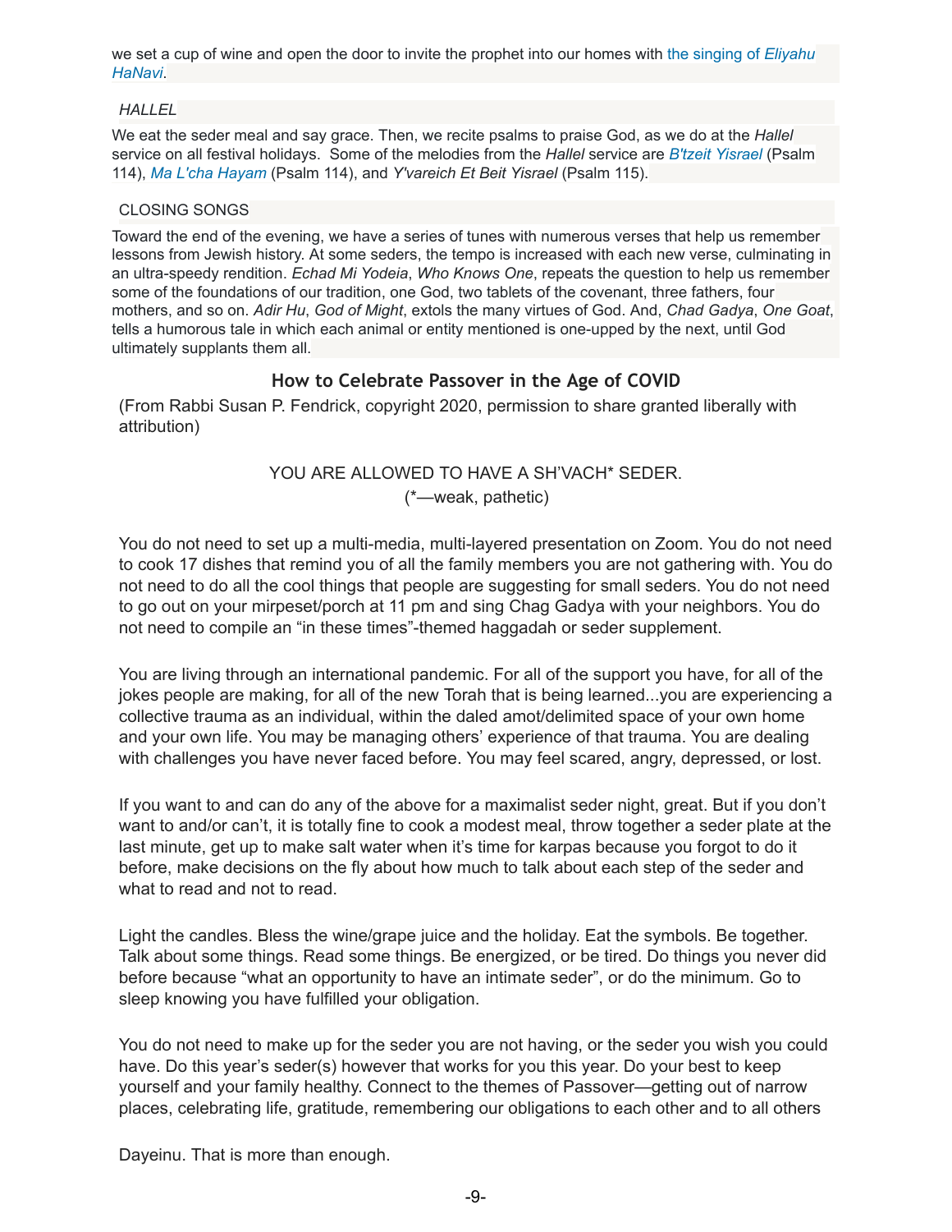we set a cup of wine and open the door to invite the prophet into our homes with the singing of *Eliyahu HaNavi*.

### *HALLEL*

We eat the seder meal and say grace. Then, we recite psalms to praise God, as we do at the *Hallel* service on all festival holidays. Some of the melodies from the *Hallel* service are *B'tzeit Yisrael* (Psalm 114), *Ma L'cha Hayam* (Psalm 114), and *Y'vareich Et Beit Yisrael* (Psalm 115).

### CLOSING SONGS

Toward the end of the evening, we have a series of tunes with numerous verses that help us remember lessons from Jewish history. At some seders, the tempo is increased with each new verse, culminating in an ultra-speedy rendition. *Echad Mi Yodeia*, *Who Knows One*, repeats the question to help us remember some of the foundations of our tradition, one God, two tablets of the covenant, three fathers, four mothers, and so on. *Adir Hu*, *God of Might*, extols the many virtues of God. And, *Chad Gadya*, *One Goat*, tells a humorous tale in which each animal or entity mentioned is one-upped by the next, until God ultimately supplants them all.

## How to Celebrate Passover in the Age of COVID

(From Rabbi Susan P. Fendrick, copyright 2020, permission to share granted liberally with attribution)

YOU ARE ALLOWED TO HAVE A SH'VACH* SEDER.
(*—weak, pathetic)

You do not need to set up a multi-media, multi-layered presentation on Zoom. You do not need to cook 17 dishes that remind you of all the family members you are not gathering with. You do not need to do all the cool things that people are suggesting for small seders. You do not need to go out on your mirpeset/porch at 11 pm and sing Chag Gadya with your neighbors. You do not need to compile an "in these times"-themed haggadah or seder supplement.

You are living through an international pandemic. For all of the support you have, for all of the jokes people are making, for all of the new Torah that is being learned...you are experiencing a collective trauma as an individual, within the daled amot/delimited space of your own home and your own life. You may be managing others' experience of that trauma. You are dealing with challenges you have never faced before. You may feel scared, angry, depressed, or lost.

If you want to and can do any of the above for a maximalist seder night, great. But if you don't want to and/or can't, it is totally fine to cook a modest meal, throw together a seder plate at the last minute, get up to make salt water when it's time for karpas because you forgot to do it before, make decisions on the fly about how much to talk about each step of the seder and what to read and not to read.

Light the candles. Bless the wine/grape juice and the holiday. Eat the symbols. Be together. Talk about some things. Read some things. Be energized, or be tired. Do things you never did before because "what an opportunity to have an intimate seder", or do the minimum. Go to sleep knowing you have fulfilled your obligation.

You do not need to make up for the seder you are not having, or the seder you wish you could have. Do this year's seder(s) however that works for you this year. Do your best to keep yourself and your family healthy. Connect to the themes of Passover—getting out of narrow places, celebrating life, gratitude, remembering our obligations to each other and to all others

Dayeinu. That is more than enough.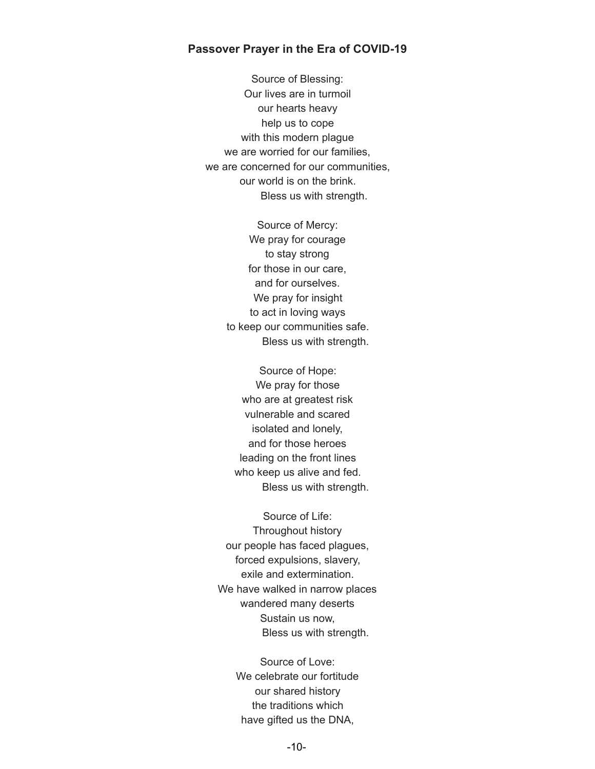**Passover Prayer in the Era of COVID-19**

Source of Blessing:
Our lives are in turmoil
our hearts heavy
help us to cope
with this modern plague
we are worried for our families,
we are concerned for our communities,
our world is on the brink.
Bless us with strength.

Source of Mercy:
We pray for courage
to stay strong
for those in our care,
and for ourselves.
We pray for insight
to act in loving ways
to keep our communities safe.
Bless us with strength.

Source of Hope:
We pray for those
who are at greatest risk
vulnerable and scared
isolated and lonely,
and for those heroes
leading on the front lines
who keep us alive and fed.
Bless us with strength.

Source of Life:
Throughout history
our people has faced plagues,
forced expulsions, slavery,
exile and extermination.
We have walked in narrow places
wandered many deserts
Sustain us now,
Bless us with strength.

Source of Love:
We celebrate our fortitude
our shared history
the traditions which
have gifted us the DNA,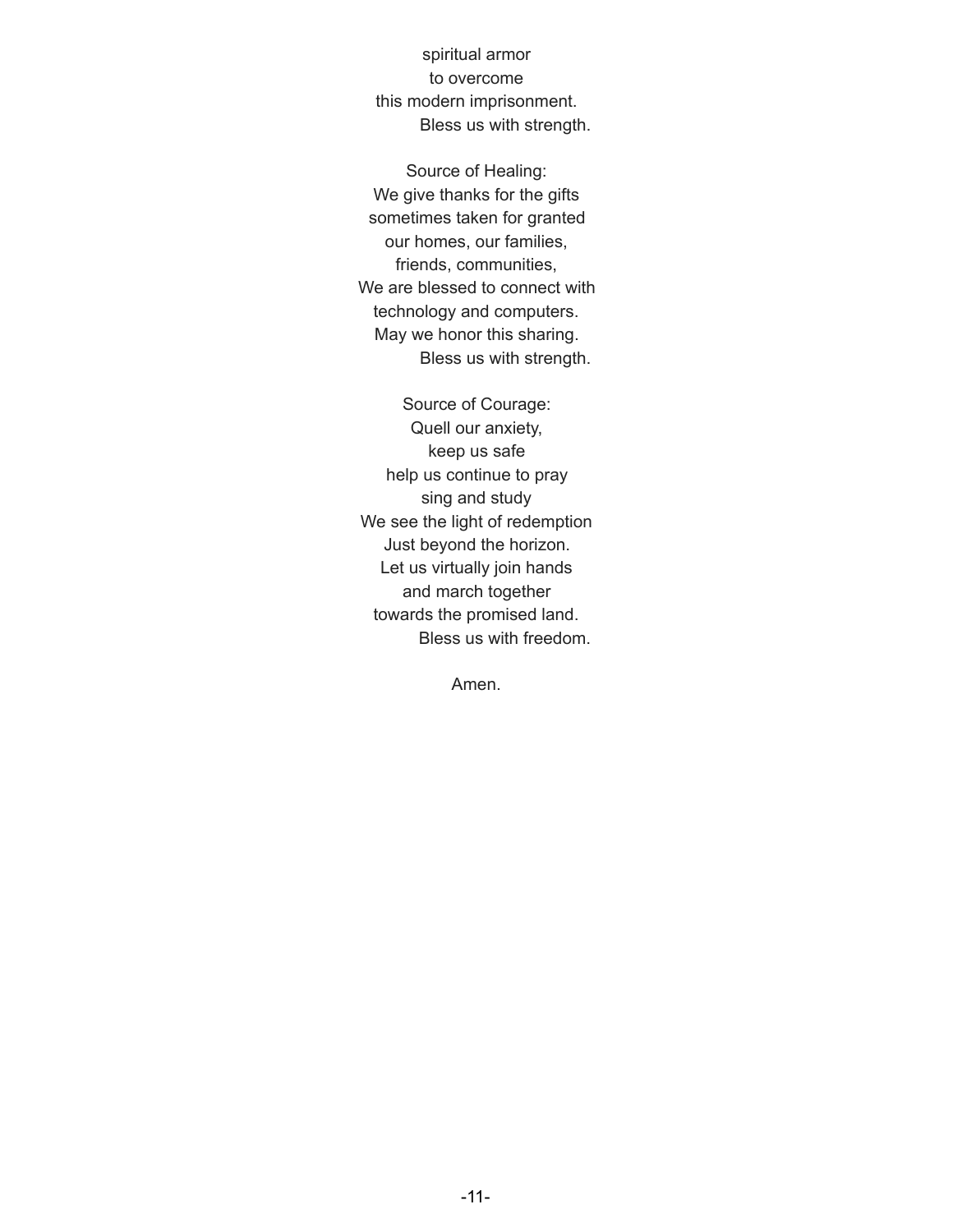spiritual armor  
to overcome  
this modern imprisonment.  
Bless us with strength.

Source of Healing:  
We give thanks for the gifts  
sometimes taken for granted  
our homes, our families,  
friends, communities,  
We are blessed to connect with  
technology and computers.  
May we honor this sharing.  
Bless us with strength.

Source of Courage:  
Quell our anxiety,  
keep us safe  
help us continue to pray  
sing and study  
We see the light of redemption  
Just beyond the horizon.  
Let us virtually join hands  
and march together  
towards the promised land.  
Bless us with freedom.

Amen.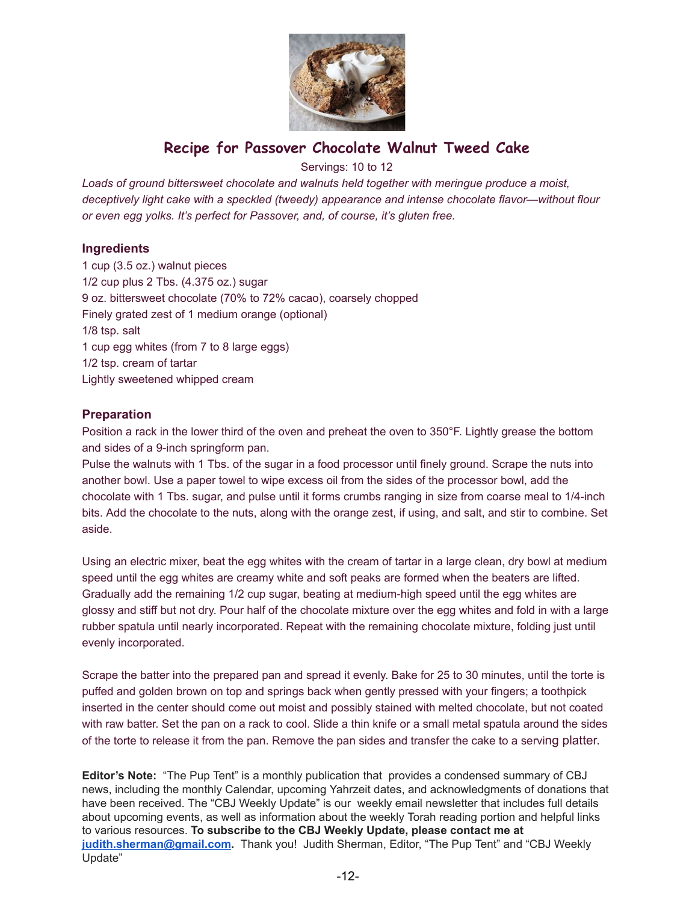## Recipe for Passover Chocolate Walnut Tweed Cake

Servings: 10 to 12

*Loads of ground bittersweet chocolate and walnuts held together with meringue produce a moist, deceptively light cake with a speckled (tweedy) appearance and intense chocolate flavor—without flour or even egg yolks. It's perfect for Passover, and, of course, it's gluten free.*

### Ingredients

1 cup (3.5 oz.) walnut pieces
1/2 cup plus 2 Tbs. (4.375 oz.) sugar
9 oz. bittersweet chocolate (70% to 72% cacao), coarsely chopped
Finely grated zest of 1 medium orange (optional)
1/8 tsp. salt
1 cup egg whites (from 7 to 8 large eggs)
1/2 tsp. cream of tartar
Lightly sweetened whipped cream

### Preparation

Position a rack in the lower third of the oven and preheat the oven to 350°F. Lightly grease the bottom and sides of a 9-inch springform pan.
Pulse the walnuts with 1 Tbs. of the sugar in a food processor until finely ground. Scrape the nuts into another bowl. Use a paper towel to wipe excess oil from the sides of the processor bowl, add the chocolate with 1 Tbs. sugar, and pulse until it forms crumbs ranging in size from coarse meal to 1/4-inch bits. Add the chocolate to the nuts, along with the orange zest, if using, and salt, and stir to combine. Set aside.

Using an electric mixer, beat the egg whites with the cream of tartar in a large clean, dry bowl at medium speed until the egg whites are creamy white and soft peaks are formed when the beaters are lifted. Gradually add the remaining 1/2 cup sugar, beating at medium-high speed until the egg whites are glossy and stiff but not dry. Pour half of the chocolate mixture over the egg whites and fold in with a large rubber spatula until nearly incorporated. Repeat with the remaining chocolate mixture, folding just until evenly incorporated.

Scrape the batter into the prepared pan and spread it evenly. Bake for 25 to 30 minutes, until the torte is puffed and golden brown on top and springs back when gently pressed with your fingers; a toothpick inserted in the center should come out moist and possibly stained with melted chocolate, but not coated with raw batter. Set the pan on a rack to cool. Slide a thin knife or a small metal spatula around the sides of the torte to release it from the pan. Remove the pan sides and transfer the cake to a serving platter.

**Editor's Note:** "The Pup Tent" is a monthly publication that provides a condensed summary of CBJ news, including the monthly Calendar, upcoming Yahrzeit dates, and acknowledgments of donations that have been received. The "CBJ Weekly Update" is our weekly email newsletter that includes full details about upcoming events, as well as information about the weekly Torah reading portion and helpful links to various resources. **To subscribe to the CBJ Weekly Update, please contact me at judith.sherman@gmail.com.** Thank you! Judith Sherman, Editor, "The Pup Tent" and "CBJ Weekly Update"